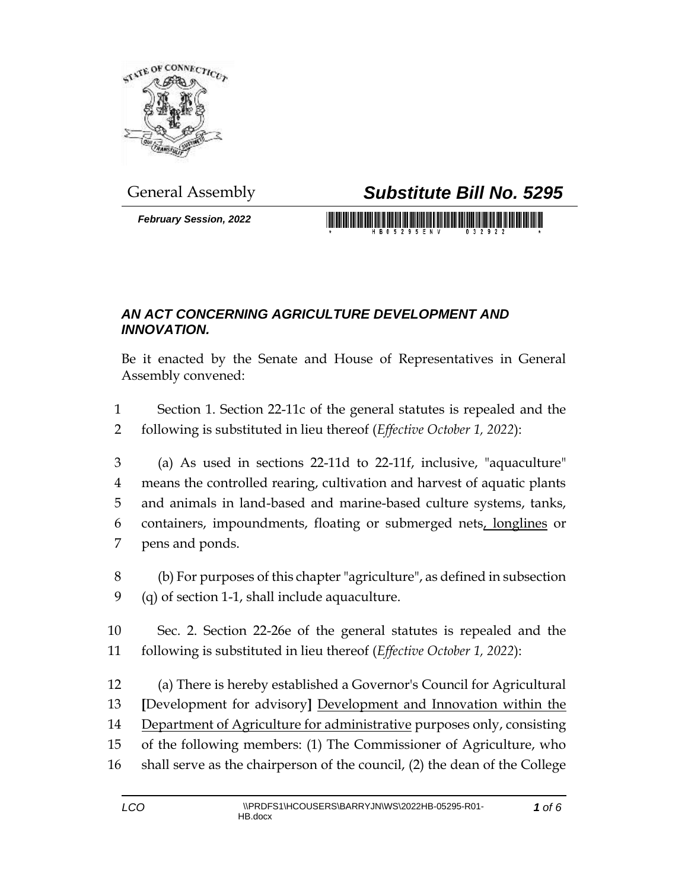General Assembly

# *Substitute Bill No. 5295*

***February Session, 2022***

## *AN ACT CONCERNING AGRICULTURE DEVELOPMENT AND INNOVATION.*

Be it enacted by the Senate and House of Representatives in General Assembly convened:

1 Section 1. Section 22-11c of the general statutes is repealed and the
2 following is substituted in lieu thereof (*Effective October 1, 2022*):

3 (a) As used in sections 22-11d to 22-11f, inclusive, "aquaculture"
4 means the controlled rearing, cultivation and harvest of aquatic plants
5 and animals in land-based and marine-based culture systems, tanks,
6 containers, impoundments, floating or submerged nets<u>, longlines</u> or
7 pens and ponds.

8 (b) For purposes of this chapter "agriculture", as defined in subsection
9 (q) of section 1-1, shall include aquaculture.

10 Sec. 2. Section 22-26e of the general statutes is repealed and the
11 following is substituted in lieu thereof (*Effective October 1, 2022*):

12 (a) There is hereby established a Governor's Council for Agricultural
13 **[**Development for advisory**]** <u>Development and Innovation within the</u>
14 <u>Department of Agriculture for administrative</u> purposes only, consisting
15 of the following members: (1) The Commissioner of Agriculture, who
16 shall serve as the chairperson of the council, (2) the dean of the College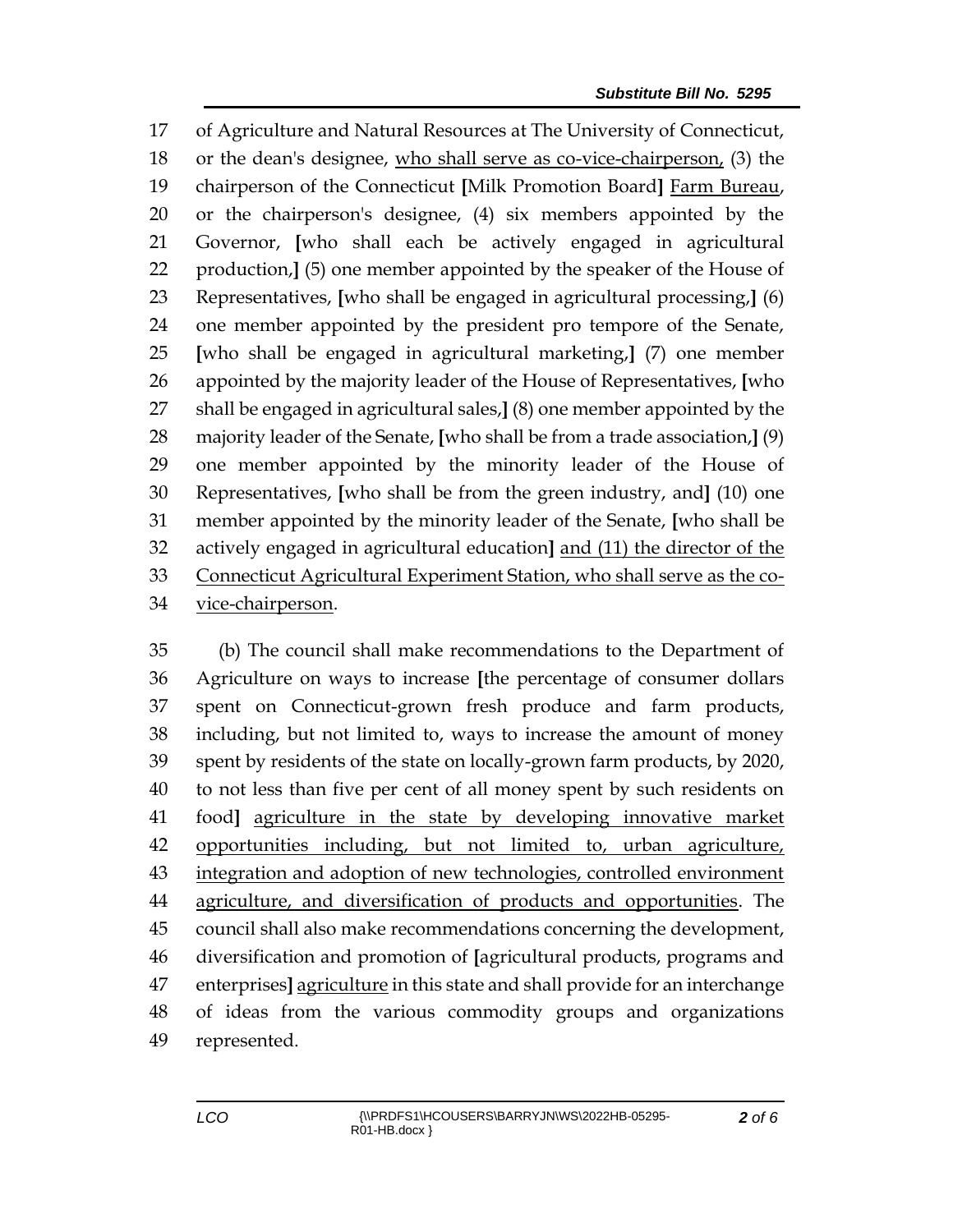17 of Agriculture and Natural Resources at The University of Connecticut,
18 or the dean's designee, <u>who shall serve as co-vice-chairperson,</u> (3) the
19 chairperson of the Connecticut **[**Milk Promotion Board**]** <u>Farm Bureau</u>,
20 or the chairperson's designee, (4) six members appointed by the
21 Governor, **[**who shall each be actively engaged in agricultural
22 production,**]** (5) one member appointed by the speaker of the House of
23 Representatives, **[**who shall be engaged in agricultural processing,**]** (6)
24 one member appointed by the president pro tempore of the Senate,
25 **[**who shall be engaged in agricultural marketing,**]** (7) one member
26 appointed by the majority leader of the House of Representatives, **[**who
27 shall be engaged in agricultural sales,**]** (8) one member appointed by the
28 majority leader of the Senate, **[**who shall be from a trade association,**]** (9)
29 one member appointed by the minority leader of the House of
30 Representatives, **[**who shall be from the green industry, and**]** (10) one
31 member appointed by the minority leader of the Senate, **[**who shall be
32 actively engaged in agricultural education**]** <u>and (11) the director of the</u>
33 <u>Connecticut Agricultural Experiment Station, who shall serve as the co-</u>
34 <u>vice-chairperson</u>.

35 (b) The council shall make recommendations to the Department of
36 Agriculture on ways to increase **[**the percentage of consumer dollars
37 spent on Connecticut-grown fresh produce and farm products,
38 including, but not limited to, ways to increase the amount of money
39 spent by residents of the state on locally-grown farm products, by 2020,
40 to not less than five per cent of all money spent by such residents on
41 food**]** <u>agriculture in the state by developing innovative market</u>
42 <u>opportunities including, but not limited to, urban agriculture,</u>
43 <u>integration and adoption of new technologies, controlled environment</u>
44 <u>agriculture, and diversification of products and opportunities</u>. The
45 council shall also make recommendations concerning the development,
46 diversification and promotion of **[**agricultural products, programs and
47 enterprises**]** <u>agriculture</u> in this state and shall provide for an interchange
48 of ideas from the various commodity groups and organizations
49 represented.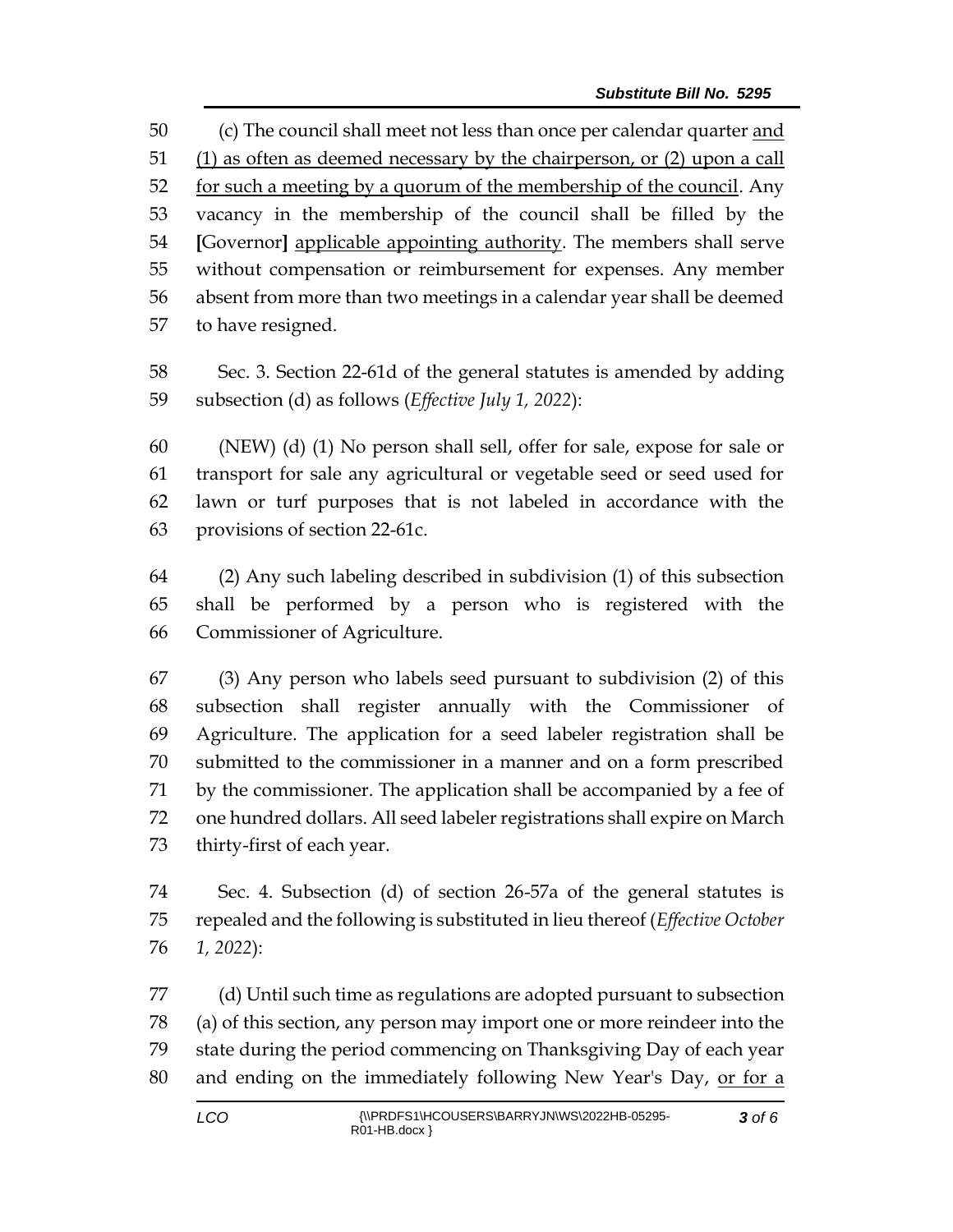(c) The council shall meet not less than once per calendar quarter <u>and (1) as often as deemed necessary by the chairperson, or (2) upon a call for such a meeting by a quorum of the membership of the council</u>. Any vacancy in the membership of the council shall be filled by the **[**Governor**]** <u>applicable appointing authority</u>. The members shall serve without compensation or reimbursement for expenses. Any member absent from more than two meetings in a calendar year shall be deemed to have resigned.

Sec. 3. Section 22-61d of the general statutes is amended by adding subsection (d) as follows (*Effective July 1, 2022*):

(NEW) (d) (1) No person shall sell, offer for sale, expose for sale or transport for sale any agricultural or vegetable seed or seed used for lawn or turf purposes that is not labeled in accordance with the provisions of section 22-61c.

(2) Any such labeling described in subdivision (1) of this subsection shall be performed by a person who is registered with the Commissioner of Agriculture.

(3) Any person who labels seed pursuant to subdivision (2) of this subsection shall register annually with the Commissioner of Agriculture. The application for a seed labeler registration shall be submitted to the commissioner in a manner and on a form prescribed by the commissioner. The application shall be accompanied by a fee of one hundred dollars. All seed labeler registrations shall expire on March thirty-first of each year.

Sec. 4. Subsection (d) of section 26-57a of the general statutes is repealed and the following is substituted in lieu thereof (*Effective October 1, 2022*):

(d) Until such time as regulations are adopted pursuant to subsection (a) of this section, any person may import one or more reindeer into the state during the period commencing on Thanksgiving Day of each year and ending on the immediately following New Year's Day, <u>or for a</u>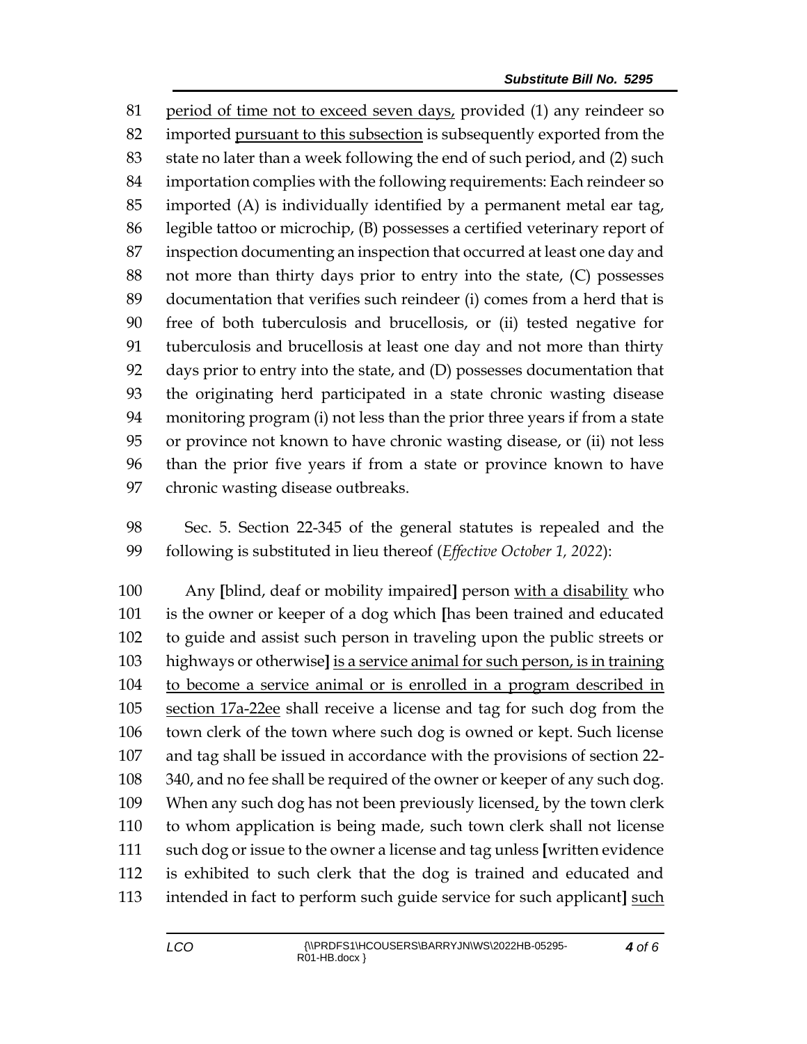period of time not to exceed seven days, provided (1) any reindeer so imported pursuant to this subsection is subsequently exported from the state no later than a week following the end of such period, and (2) such importation complies with the following requirements: Each reindeer so imported (A) is individually identified by a permanent metal ear tag, legible tattoo or microchip, (B) possesses a certified veterinary report of inspection documenting an inspection that occurred at least one day and not more than thirty days prior to entry into the state, (C) possesses documentation that verifies such reindeer (i) comes from a herd that is free of both tuberculosis and brucellosis, or (ii) tested negative for tuberculosis and brucellosis at least one day and not more than thirty days prior to entry into the state, and (D) possesses documentation that the originating herd participated in a state chronic wasting disease monitoring program (i) not less than the prior three years if from a state or province not known to have chronic wasting disease, or (ii) not less than the prior five years if from a state or province known to have chronic wasting disease outbreaks.

Sec. 5. Section 22-345 of the general statutes is repealed and the following is substituted in lieu thereof (*Effective October 1, 2022*):

Any [blind, deaf or mobility impaired] person with a disability who is the owner or keeper of a dog which [has been trained and educated to guide and assist such person in traveling upon the public streets or highways or otherwise] is a service animal for such person, is in training to become a service animal or is enrolled in a program described in section 17a-22ee shall receive a license and tag for such dog from the town clerk of the town where such dog is owned or kept. Such license and tag shall be issued in accordance with the provisions of section 22-340, and no fee shall be required of the owner or keeper of any such dog. When any such dog has not been previously licensed, by the town clerk to whom application is being made, such town clerk shall not license such dog or issue to the owner a license and tag unless [written evidence is exhibited to such clerk that the dog is trained and educated and intended in fact to perform such guide service for such applicant] such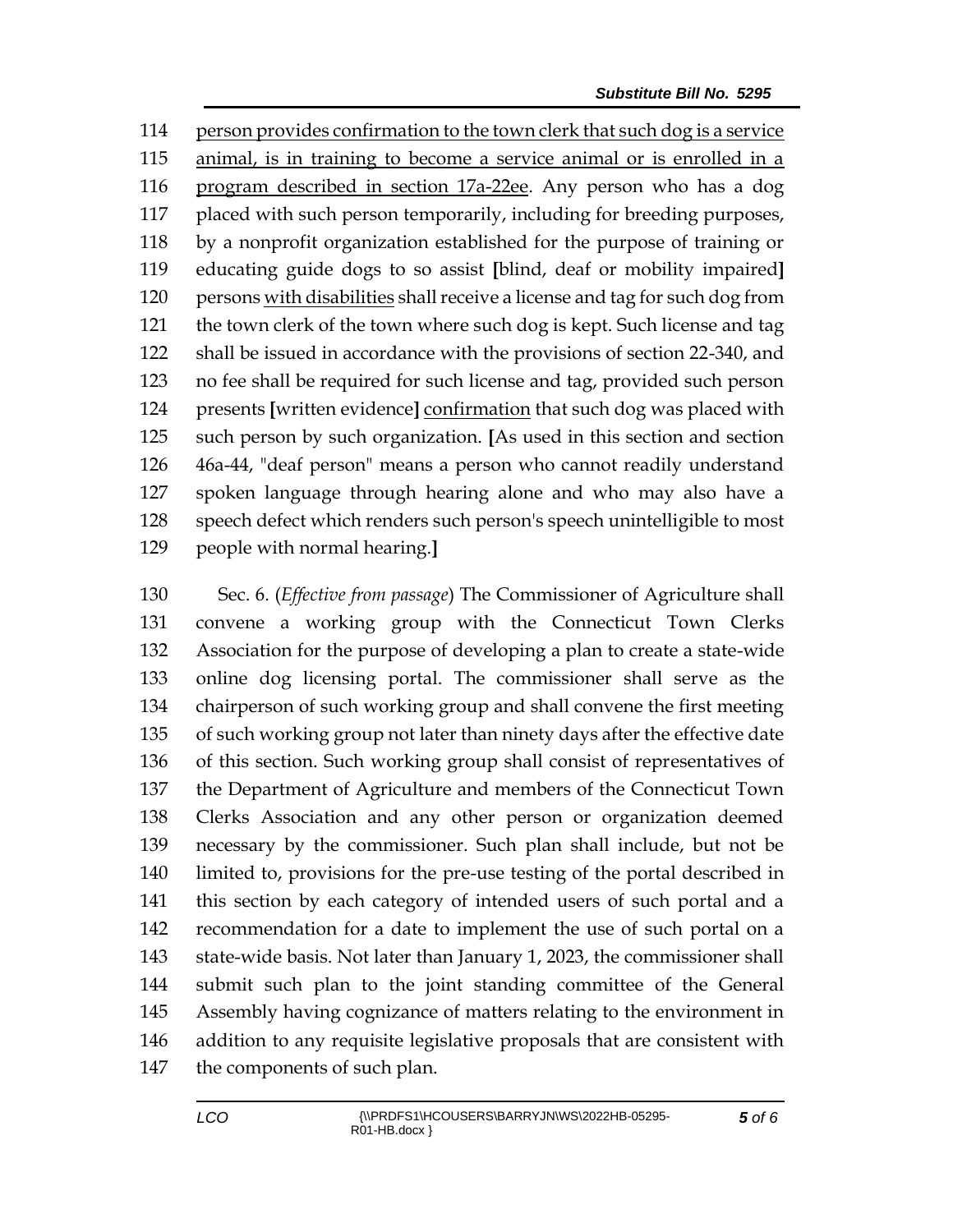114 <u>person provides confirmation to the town clerk that such dog is a service</u>
115 <u>animal, is in training to become a service animal or is enrolled in a</u>
116 <u>program described in section 17a-22ee</u>. Any person who has a dog
117 placed with such person temporarily, including for breeding purposes,
118 by a nonprofit organization established for the purpose of training or
119 educating guide dogs to so assist **[**blind, deaf or mobility impaired**]**
120 persons <u>with disabilities</u> shall receive a license and tag for such dog from
121 the town clerk of the town where such dog is kept. Such license and tag
122 shall be issued in accordance with the provisions of section 22-340, and
123 no fee shall be required for such license and tag, provided such person
124 presents **[**written evidence**]** <u>confirmation</u> that such dog was placed with
125 such person by such organization. **[**As used in this section and section
126 46a-44, "deaf person" means a person who cannot readily understand
127 spoken language through hearing alone and who may also have a
128 speech defect which renders such person's speech unintelligible to most
129 people with normal hearing.**]**

130 Sec. 6. (*Effective from passage*) The Commissioner of Agriculture shall
131 convene a working group with the Connecticut Town Clerks
132 Association for the purpose of developing a plan to create a state-wide
133 online dog licensing portal. The commissioner shall serve as the
134 chairperson of such working group and shall convene the first meeting
135 of such working group not later than ninety days after the effective date
136 of this section. Such working group shall consist of representatives of
137 the Department of Agriculture and members of the Connecticut Town
138 Clerks Association and any other person or organization deemed
139 necessary by the commissioner. Such plan shall include, but not be
140 limited to, provisions for the pre-use testing of the portal described in
141 this section by each category of intended users of such portal and a
142 recommendation for a date to implement the use of such portal on a
143 state-wide basis. Not later than January 1, 2023, the commissioner shall
144 submit such plan to the joint standing committee of the General
145 Assembly having cognizance of matters relating to the environment in
146 addition to any requisite legislative proposals that are consistent with
147 the components of such plan.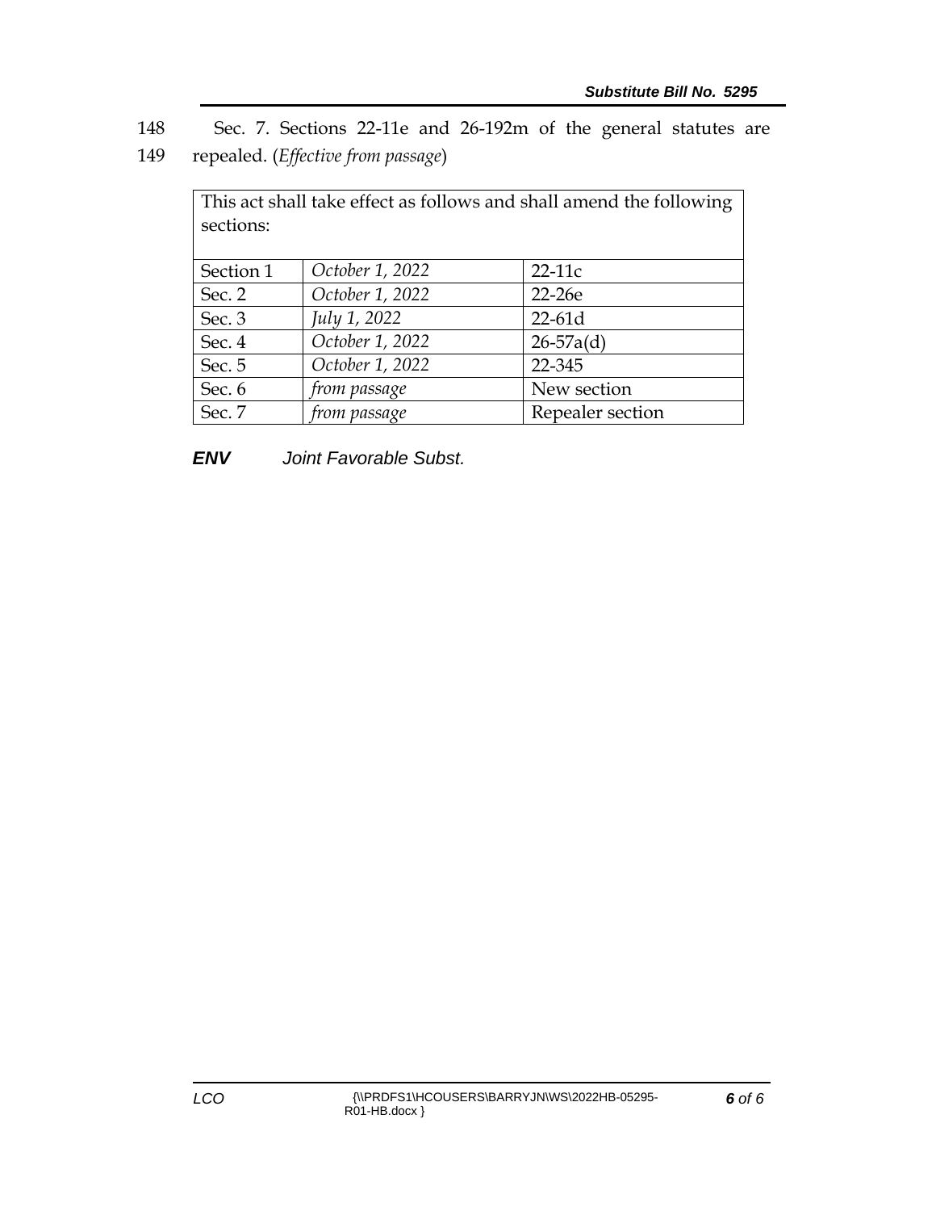148 Sec. 7. Sections 22-11e and 26-192m of the general statutes are
149 repealed. (*Effective from passage*)

| This act shall take effect as follows and shall amend the following sections: | | |
|---|---|---|
| Section 1 | *October 1, 2022* | 22-11c |
| Sec. 2 | *October 1, 2022* | 22-26e |
| Sec. 3 | *July 1, 2022* | 22-61d |
| Sec. 4 | *October 1, 2022* | 26-57a(d) |
| Sec. 5 | *October 1, 2022* | 22-345 |
| Sec. 6 | *from passage* | New section |
| Sec. 7 | *from passage* | Repealer section |

***ENV*** *Joint Favorable Subst.*